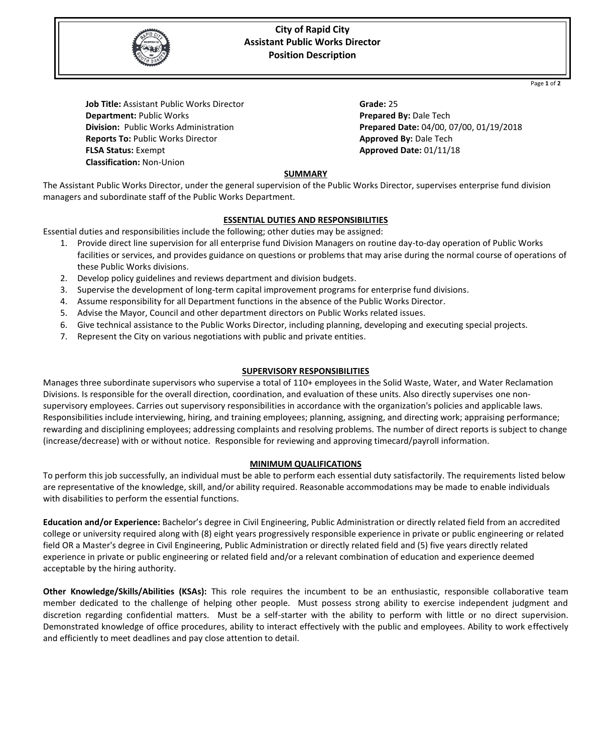# City of Rapid City
## Assistant Public Works Director
## Position Description

**Job Title:** Assistant Public Works Director
**Department:** Public Works
**Division:** Public Works Administration
**Reports To:** Public Works Director
**FLSA Status:** Exempt
**Classification:** Non-Union

**Grade:** 25
**Prepared By:** Dale Tech
**Prepared Date:** 04/00, 07/00, 01/19/2018
**Approved By:** Dale Tech
**Approved Date:** 01/11/18

### SUMMARY

The Assistant Public Works Director, under the general supervision of the Public Works Director, supervises enterprise fund division managers and subordinate staff of the Public Works Department.

### ESSENTIAL DUTIES AND RESPONSIBILITIES

Essential duties and responsibilities include the following; other duties may be assigned:

1. Provide direct line supervision for all enterprise fund Division Managers on routine day-to-day operation of Public Works facilities or services, and provides guidance on questions or problems that may arise during the normal course of operations of these Public Works divisions.
2. Develop policy guidelines and reviews department and division budgets.
3. Supervise the development of long-term capital improvement programs for enterprise fund divisions.
4. Assume responsibility for all Department functions in the absence of the Public Works Director.
5. Advise the Mayor, Council and other department directors on Public Works related issues.
6. Give technical assistance to the Public Works Director, including planning, developing and executing special projects.
7. Represent the City on various negotiations with public and private entities.

### SUPERVISORY RESPONSIBILITIES

Manages three subordinate supervisors who supervise a total of 110+ employees in the Solid Waste, Water, and Water Reclamation Divisions. Is responsible for the overall direction, coordination, and evaluation of these units. Also directly supervises one non-supervisory employees. Carries out supervisory responsibilities in accordance with the organization's policies and applicable laws. Responsibilities include interviewing, hiring, and training employees; planning, assigning, and directing work; appraising performance; rewarding and disciplining employees; addressing complaints and resolving problems. The number of direct reports is subject to change (increase/decrease) with or without notice. Responsible for reviewing and approving timecard/payroll information.

### MINIMUM QUALIFICATIONS

To perform this job successfully, an individual must be able to perform each essential duty satisfactorily. The requirements listed below are representative of the knowledge, skill, and/or ability required. Reasonable accommodations may be made to enable individuals with disabilities to perform the essential functions.

**Education and/or Experience:** Bachelor's degree in Civil Engineering, Public Administration or directly related field from an accredited college or university required along with (8) eight years progressively responsible experience in private or public engineering or related field OR a Master's degree in Civil Engineering, Public Administration or directly related field and (5) five years directly related experience in private or public engineering or related field and/or a relevant combination of education and experience deemed acceptable by the hiring authority.

**Other Knowledge/Skills/Abilities (KSAs):** This role requires the incumbent to be an enthusiastic, responsible collaborative team member dedicated to the challenge of helping other people. Must possess strong ability to exercise independent judgment and discretion regarding confidential matters. Must be a self-starter with the ability to perform with little or no direct supervision. Demonstrated knowledge of office procedures, ability to interact effectively with the public and employees. Ability to work effectively and efficiently to meet deadlines and pay close attention to detail.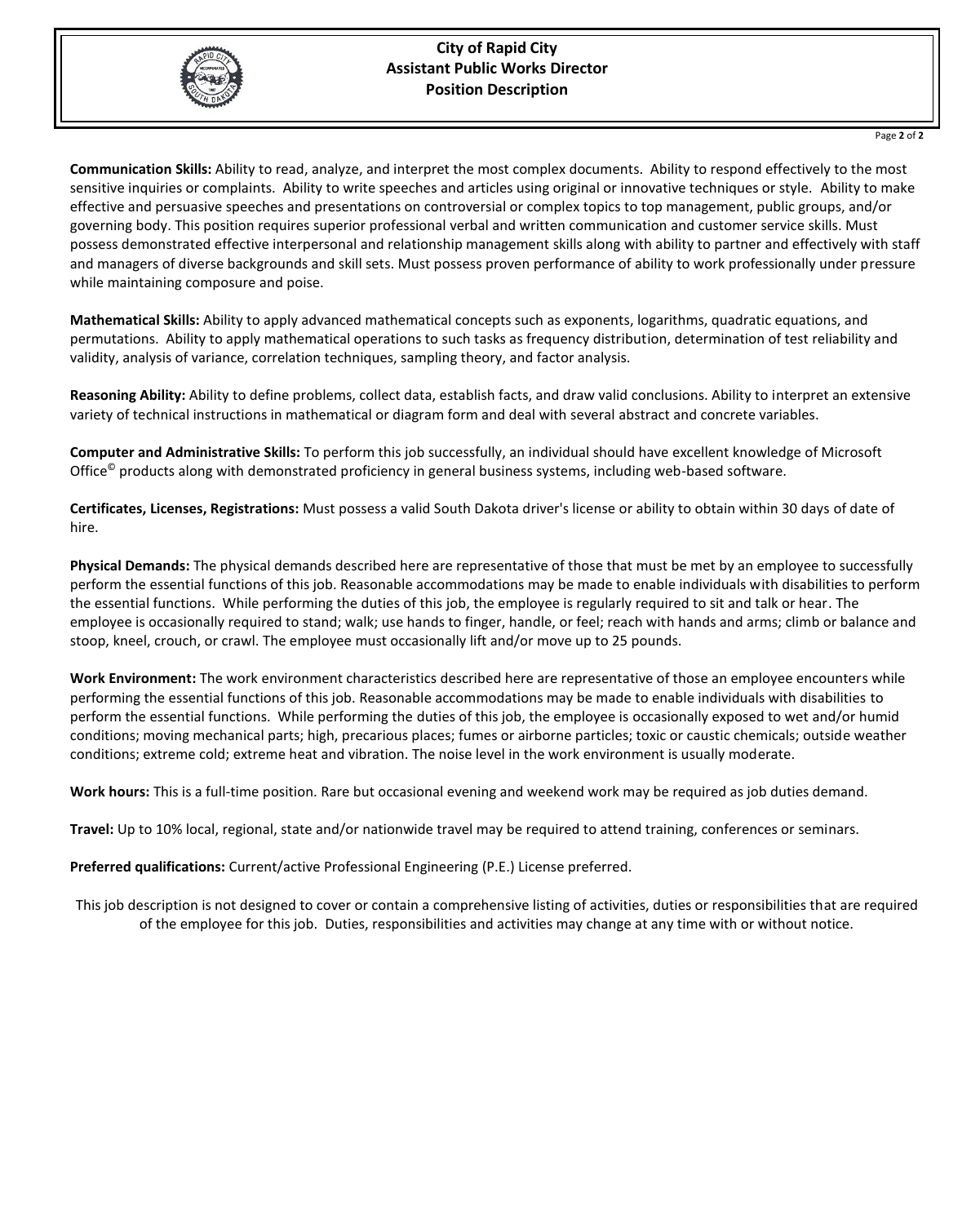**Communication Skills:** Ability to read, analyze, and interpret the most complex documents. Ability to respond effectively to the most sensitive inquiries or complaints. Ability to write speeches and articles using original or innovative techniques or style. Ability to make effective and persuasive speeches and presentations on controversial or complex topics to top management, public groups, and/or governing body. This position requires superior professional verbal and written communication and customer service skills. Must possess demonstrated effective interpersonal and relationship management skills along with ability to partner and effectively with staff and managers of diverse backgrounds and skill sets. Must possess proven performance of ability to work professionally under pressure while maintaining composure and poise.

**Mathematical Skills:** Ability to apply advanced mathematical concepts such as exponents, logarithms, quadratic equations, and permutations. Ability to apply mathematical operations to such tasks as frequency distribution, determination of test reliability and validity, analysis of variance, correlation techniques, sampling theory, and factor analysis.

**Reasoning Ability:** Ability to define problems, collect data, establish facts, and draw valid conclusions. Ability to interpret an extensive variety of technical instructions in mathematical or diagram form and deal with several abstract and concrete variables.

**Computer and Administrative Skills:** To perform this job successfully, an individual should have excellent knowledge of Microsoft Office© products along with demonstrated proficiency in general business systems, including web-based software.

**Certificates, Licenses, Registrations:** Must possess a valid South Dakota driver's license or ability to obtain within 30 days of date of hire.

**Physical Demands:** The physical demands described here are representative of those that must be met by an employee to successfully perform the essential functions of this job. Reasonable accommodations may be made to enable individuals with disabilities to perform the essential functions. While performing the duties of this job, the employee is regularly required to sit and talk or hear. The employee is occasionally required to stand; walk; use hands to finger, handle, or feel; reach with hands and arms; climb or balance and stoop, kneel, crouch, or crawl. The employee must occasionally lift and/or move up to 25 pounds.

**Work Environment:** The work environment characteristics described here are representative of those an employee encounters while performing the essential functions of this job. Reasonable accommodations may be made to enable individuals with disabilities to perform the essential functions. While performing the duties of this job, the employee is occasionally exposed to wet and/or humid conditions; moving mechanical parts; high, precarious places; fumes or airborne particles; toxic or caustic chemicals; outside weather conditions; extreme cold; extreme heat and vibration. The noise level in the work environment is usually moderate.

**Work hours:** This is a full-time position. Rare but occasional evening and weekend work may be required as job duties demand.

**Travel:** Up to 10% local, regional, state and/or nationwide travel may be required to attend training, conferences or seminars.

**Preferred qualifications:** Current/active Professional Engineering (P.E.) License preferred.

This job description is not designed to cover or contain a comprehensive listing of activities, duties or responsibilities that are required of the employee for this job. Duties, responsibilities and activities may change at any time with or without notice.